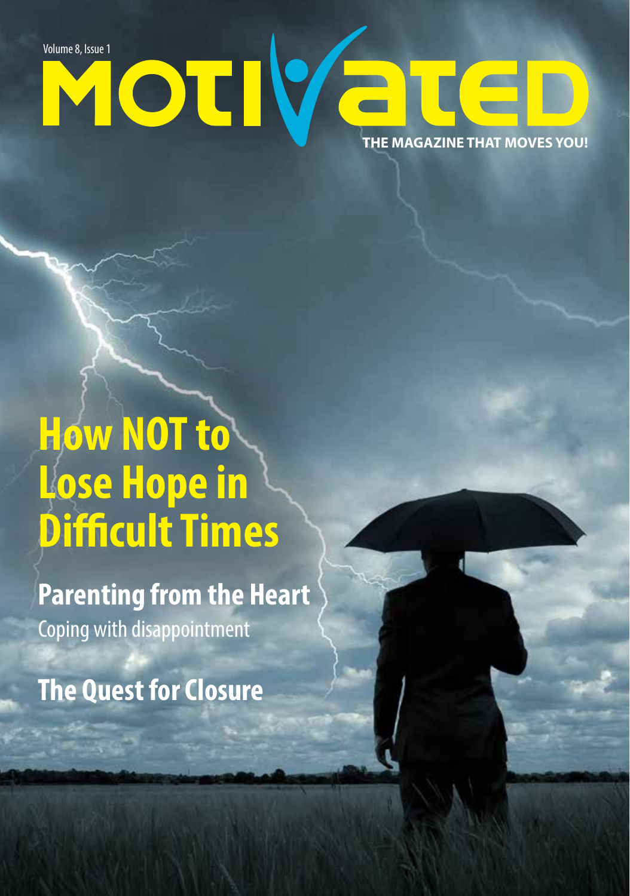Volume 8, Issue 1

# MOTIVATED

**THE MAGAZINE THAT MOVES YOU!**

## How NOT to Lose Hope in Difficult Times

## Parenting from the Heart

Coping with disappointment

## The Quest for Closure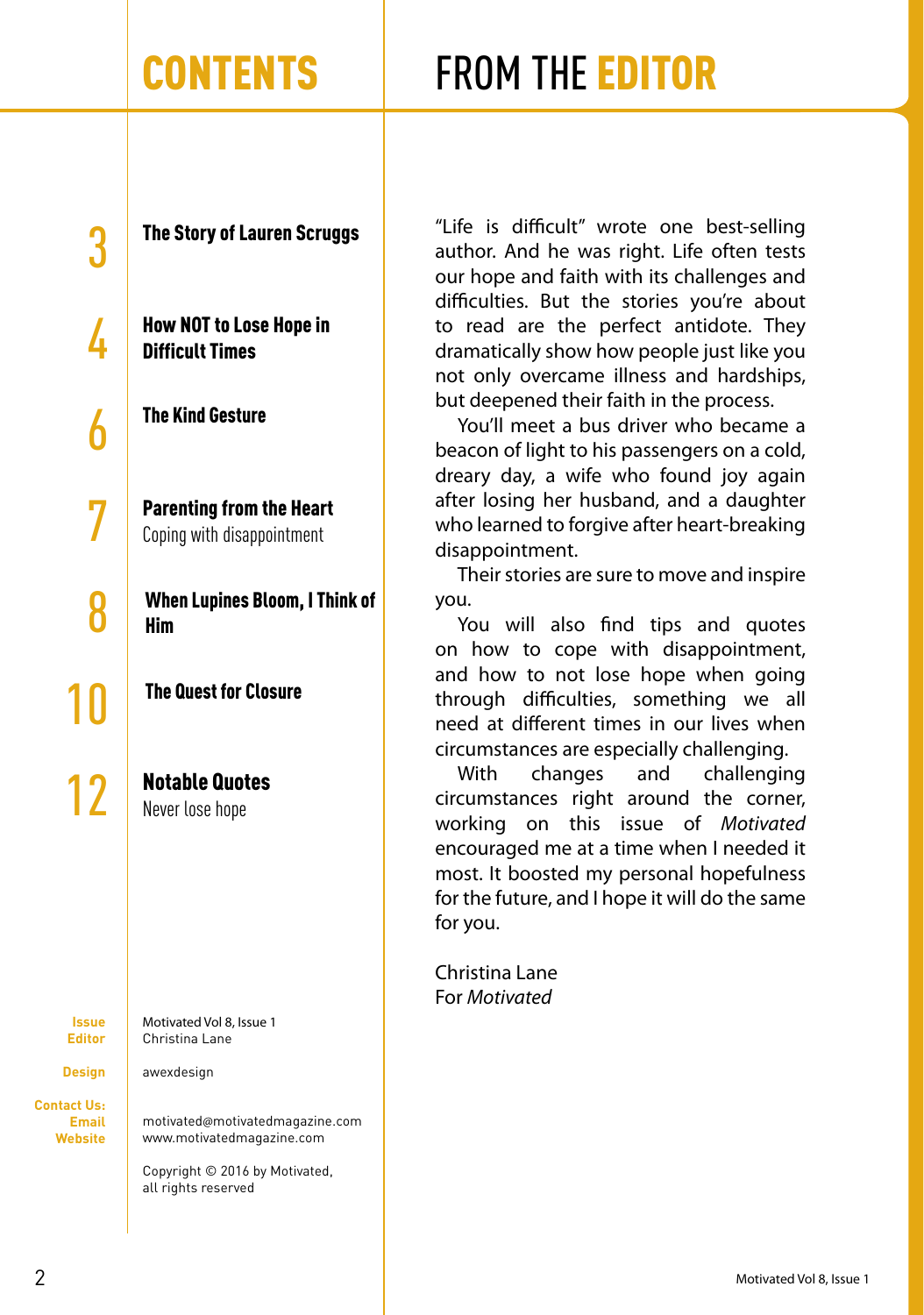# CONTENTS

3 **The Story of Lauren Scruggs**

4 **How NOT to Lose Hope in Difficult Times**

6 **The Kind Gesture**

7 **Parenting from the Heart**
Coping with disappointment

8 **When Lupines Bloom, I Think of Him**

10 **The Quest for Closure**

12 **Notable Quotes**
Never lose hope

**Issue** Motivated Vol 8, Issue 1
**Editor** Christina Lane

**Design** awexdesign

**Contact Us:**
**Email** motivated@motivatedmagazine.com
**Website** www.motivatedmagazine.com

Copyright © 2016 by Motivated, all rights reserved

# FROM THE EDITOR

"Life is difficult" wrote one best-selling author. And he was right. Life often tests our hope and faith with its challenges and difficulties. But the stories you're about to read are the perfect antidote. They dramatically show how people just like you not only overcame illness and hardships, but deepened their faith in the process.

You'll meet a bus driver who became a beacon of light to his passengers on a cold, dreary day, a wife who found joy again after losing her husband, and a daughter who learned to forgive after heart-breaking disappointment.

Their stories are sure to move and inspire you.

You will also find tips and quotes on how to cope with disappointment, and how to not lose hope when going through difficulties, something we all need at different times in our lives when circumstances are especially challenging.

With changes and challenging circumstances right around the corner, working on this issue of *Motivated* encouraged me at a time when I needed it most. It boosted my personal hopefulness for the future, and I hope it will do the same for you.

Christina Lane
For *Motivated*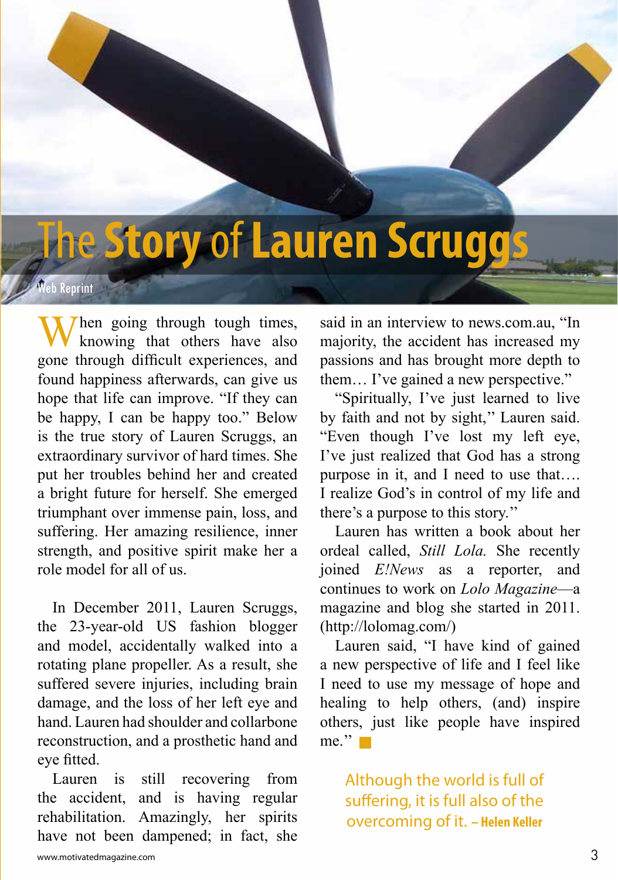# The Story of Lauren Scruggs

Web Reprint

When going through tough times, knowing that others have also gone through difficult experiences, and found happiness afterwards, can give us hope that life can improve. "If they can be happy, I can be happy too." Below is the true story of Lauren Scruggs, an extraordinary survivor of hard times. She put her troubles behind her and created a bright future for herself. She emerged triumphant over immense pain, loss, and suffering. Her amazing resilience, inner strength, and positive spirit make her a role model for all of us.

In December 2011, Lauren Scruggs, the 23-year-old US fashion blogger and model, accidentally walked into a rotating plane propeller. As a result, she suffered severe injuries, including brain damage, and the loss of her left eye and hand. Lauren had shoulder and collarbone reconstruction, and a prosthetic hand and eye fitted.

Lauren is still recovering from the accident, and is having regular rehabilitation. Amazingly, her spirits have not been dampened; in fact, she said in an interview to news.com.au, "In majority, the accident has increased my passions and has brought more depth to them… I've gained a new perspective."

"Spiritually, I've just learned to live by faith and not by sight," Lauren said. "Even though I've lost my left eye, I've just realized that God has a strong purpose in it, and I need to use that…. I realize God's in control of my life and there's a purpose to this story."

Lauren has written a book about her ordeal called, *Still Lola.* She recently joined *E!News* as a reporter, and continues to work on *Lolo Magazine*—a magazine and blog she started in 2011. (http://lolomag.com/)

Lauren said, "I have kind of gained a new perspective of life and I feel like I need to use my message of hope and healing to help others, (and) inspire others, just like people have inspired me."

Although the world is full of suffering, it is full also of the overcoming of it. – **Helen Keller**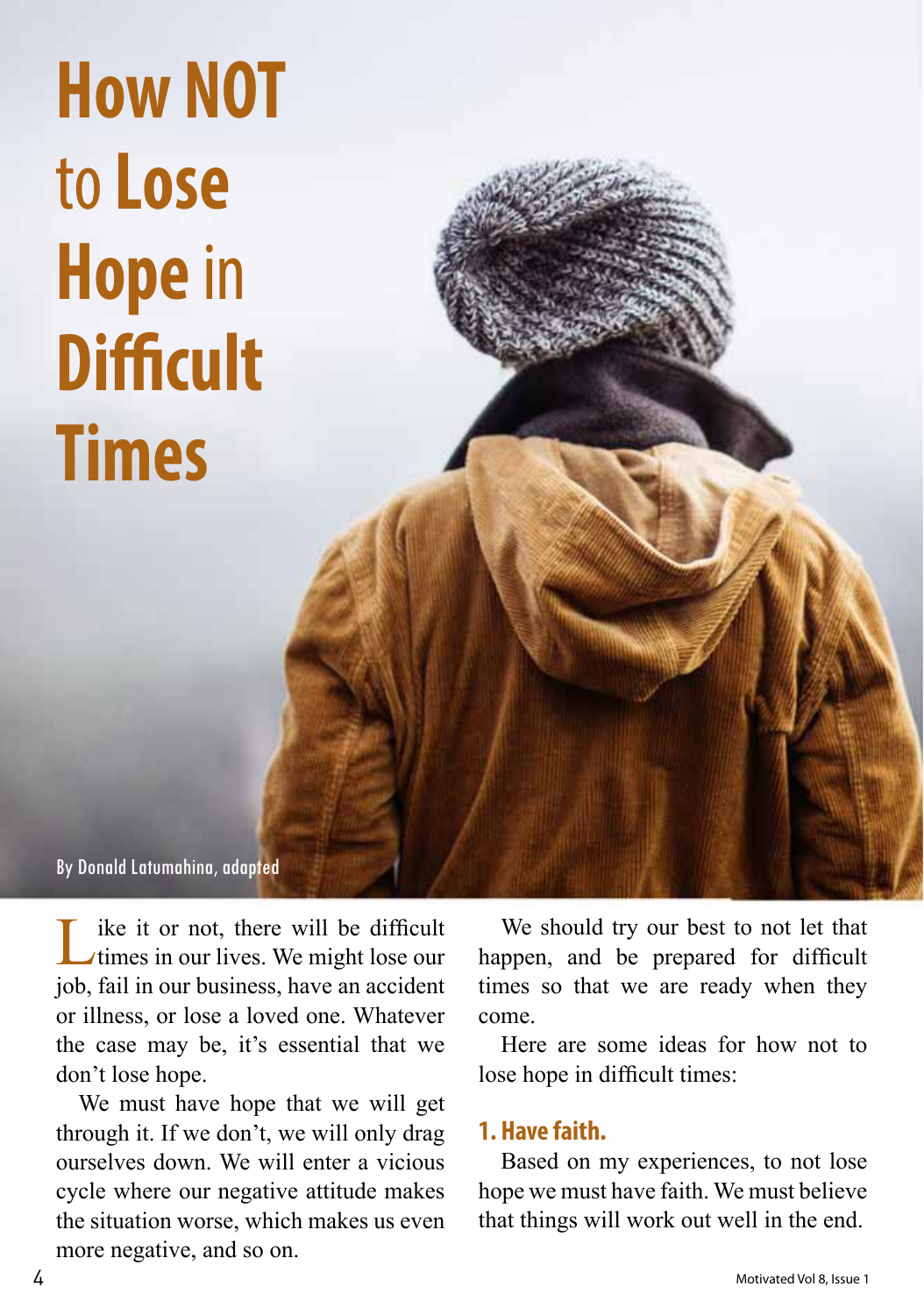# How NOT to Lose Hope in Difficult Times

By Donald Latumahina, adapted

Like it or not, there will be difficult times in our lives. We might lose our job, fail in our business, have an accident or illness, or lose a loved one. Whatever the case may be, it's essential that we don't lose hope.

We must have hope that we will get through it. If we don't, we will only drag ourselves down. We will enter a vicious cycle where our negative attitude makes the situation worse, which makes us even more negative, and so on.

We should try our best to not let that happen, and be prepared for difficult times so that we are ready when they come.

Here are some ideas for how not to lose hope in difficult times:

## 1. Have faith.

Based on my experiences, to not lose hope we must have faith. We must believe that things will work out well in the end.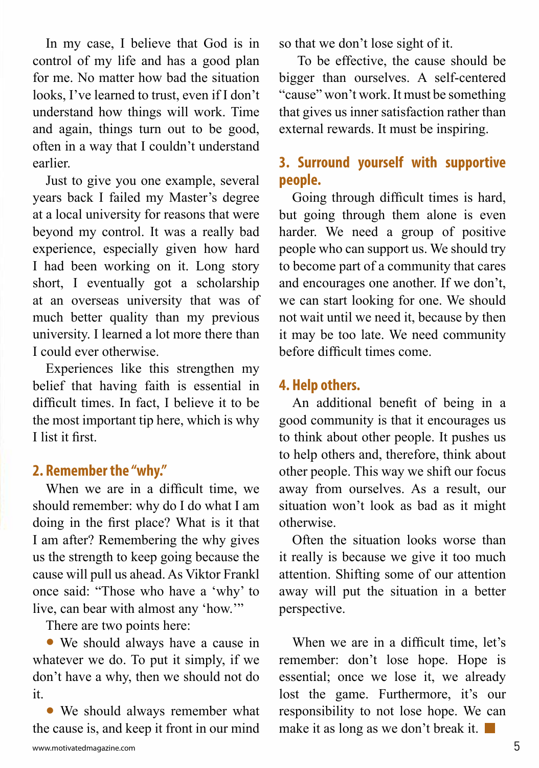In my case, I believe that God is in control of my life and has a good plan for me. No matter how bad the situation looks, I've learned to trust, even if I don't understand how things will work. Time and again, things turn out to be good, often in a way that I couldn't understand earlier.

Just to give you one example, several years back I failed my Master's degree at a local university for reasons that were beyond my control. It was a really bad experience, especially given how hard I had been working on it. Long story short, I eventually got a scholarship at an overseas university that was of much better quality than my previous university. I learned a lot more there than I could ever otherwise.

Experiences like this strengthen my belief that having faith is essential in difficult times. In fact, I believe it to be the most important tip here, which is why I list it first.

## 2. Remember the "why."

When we are in a difficult time, we should remember: why do I do what I am doing in the first place? What is it that I am after? Remembering the why gives us the strength to keep going because the cause will pull us ahead. As Viktor Frankl once said: "Those who have a 'why' to live, can bear with almost any 'how.'"

There are two points here:

- We should always have a cause in whatever we do. To put it simply, if we don't have a why, then we should not do it.
- We should always remember what the cause is, and keep it front in our mind so that we don't lose sight of it.

To be effective, the cause should be bigger than ourselves. A self-centered "cause" won't work. It must be something that gives us inner satisfaction rather than external rewards. It must be inspiring.

## 3. Surround yourself with supportive people.

Going through difficult times is hard, but going through them alone is even harder. We need a group of positive people who can support us. We should try to become part of a community that cares and encourages one another. If we don't, we can start looking for one. We should not wait until we need it, because by then it may be too late. We need community before difficult times come.

## 4. Help others.

An additional benefit of being in a good community is that it encourages us to think about other people. It pushes us to help others and, therefore, think about other people. This way we shift our focus away from ourselves. As a result, our situation won't look as bad as it might otherwise.

Often the situation looks worse than it really is because we give it too much attention. Shifting some of our attention away will put the situation in a better perspective.

When we are in a difficult time, let's remember: don't lose hope. Hope is essential; once we lose it, we already lost the game. Furthermore, it's our responsibility to not lose hope. We can make it as long as we don't break it. ■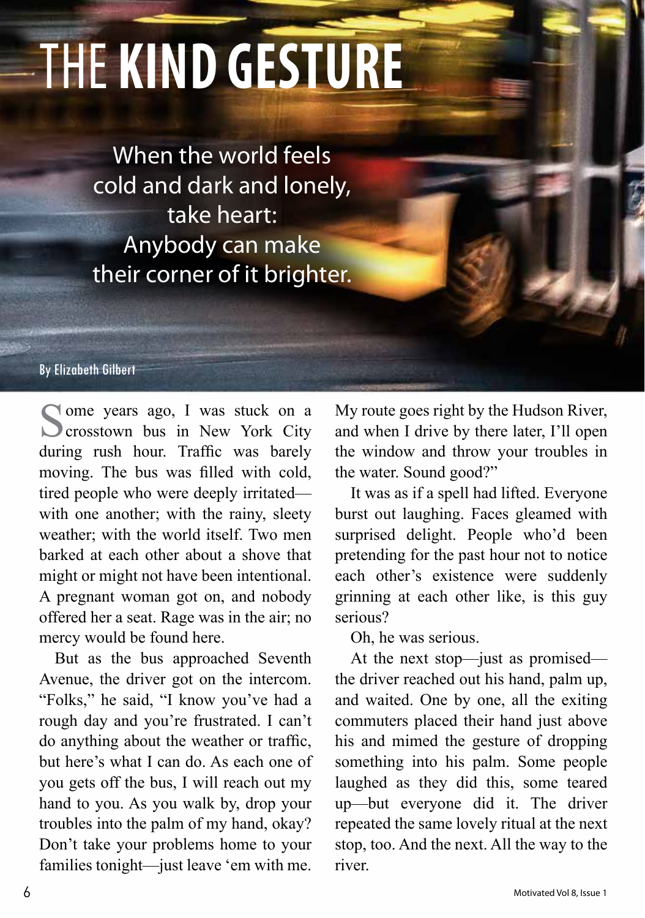# THE KIND GESTURE

When the world feels cold and dark and lonely, take heart: Anybody can make their corner of it brighter.

By Elizabeth Gilbert

Some years ago, I was stuck on a crosstown bus in New York City during rush hour. Traffic was barely moving. The bus was filled with cold, tired people who were deeply irritated—with one another; with the rainy, sleety weather; with the world itself. Two men barked at each other about a shove that might or might not have been intentional. A pregnant woman got on, and nobody offered her a seat. Rage was in the air; no mercy would be found here.

But as the bus approached Seventh Avenue, the driver got on the intercom. "Folks," he said, "I know you've had a rough day and you're frustrated. I can't do anything about the weather or traffic, but here's what I can do. As each one of you gets off the bus, I will reach out my hand to you. As you walk by, drop your troubles into the palm of my hand, okay? Don't take your problems home to your families tonight—just leave 'em with me. My route goes right by the Hudson River, and when I drive by there later, I'll open the window and throw your troubles in the water. Sound good?"

It was as if a spell had lifted. Everyone burst out laughing. Faces gleamed with surprised delight. People who'd been pretending for the past hour not to notice each other's existence were suddenly grinning at each other like, is this guy serious?

Oh, he was serious.

At the next stop—just as promised—the driver reached out his hand, palm up, and waited. One by one, all the exiting commuters placed their hand just above his and mimed the gesture of dropping something into his palm. Some people laughed as they did this, some teared up—but everyone did it. The driver repeated the same lovely ritual at the next stop, too. And the next. All the way to the river.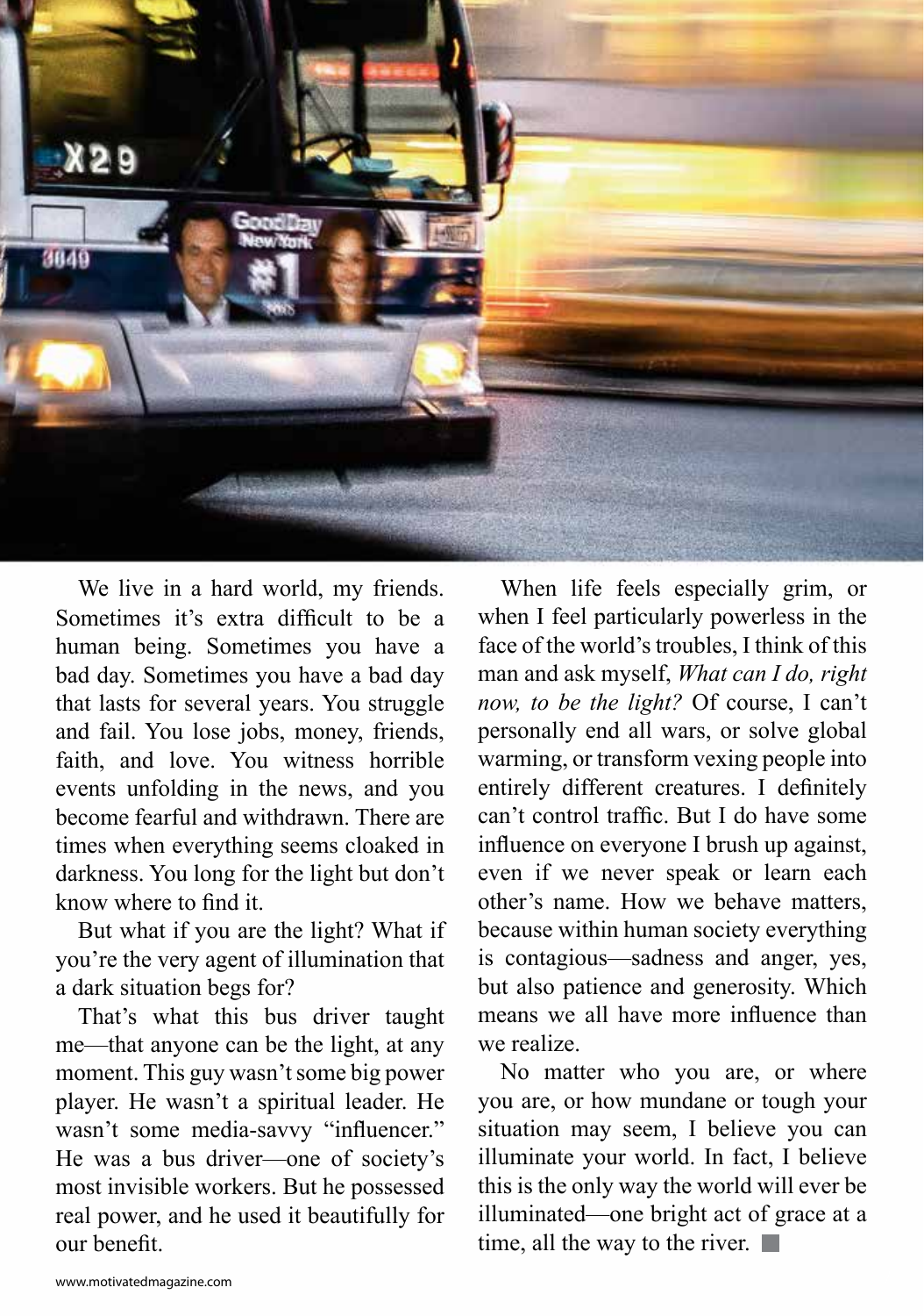We live in a hard world, my friends. Sometimes it's extra difficult to be a human being. Sometimes you have a bad day. Sometimes you have a bad day that lasts for several years. You struggle and fail. You lose jobs, money, friends, faith, and love. You witness horrible events unfolding in the news, and you become fearful and withdrawn. There are times when everything seems cloaked in darkness. You long for the light but don't know where to find it.

But what if you are the light? What if you're the very agent of illumination that a dark situation begs for?

That's what this bus driver taught me—that anyone can be the light, at any moment. This guy wasn't some big power player. He wasn't a spiritual leader. He wasn't some media-savvy "influencer." He was a bus driver—one of society's most invisible workers. But he possessed real power, and he used it beautifully for our benefit.

When life feels especially grim, or when I feel particularly powerless in the face of the world's troubles, I think of this man and ask myself, *What can I do, right now, to be the light?* Of course, I can't personally end all wars, or solve global warming, or transform vexing people into entirely different creatures. I definitely can't control traffic. But I do have some influence on everyone I brush up against, even if we never speak or learn each other's name. How we behave matters, because within human society everything is contagious—sadness and anger, yes, but also patience and generosity. Which means we all have more influence than we realize.

No matter who you are, or where you are, or how mundane or tough your situation may seem, I believe you can illuminate your world. In fact, I believe this is the only way the world will ever be illuminated—one bright act of grace at a time, all the way to the river. ■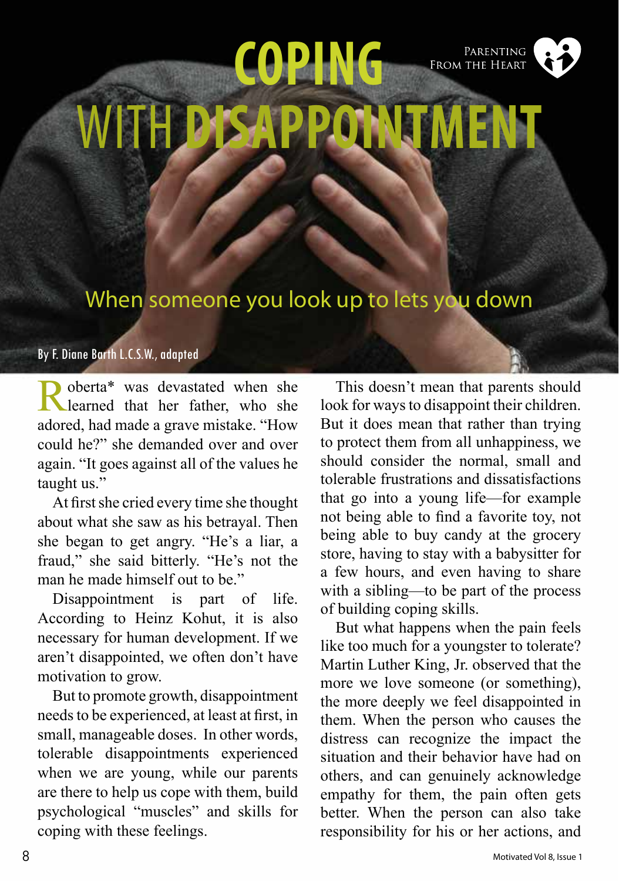# COPING WITH DISAPPOINTMENT

Parenting From the Heart

## When someone you look up to lets you down

By F. Diane Barth L.C.S.W., adapted

Roberta* was devastated when she learned that her father, who she adored, had made a grave mistake. "How could he?" she demanded over and over again. "It goes against all of the values he taught us."

At first she cried every time she thought about what she saw as his betrayal. Then she began to get angry. "He's a liar, a fraud," she said bitterly. "He's not the man he made himself out to be."

Disappointment is part of life. According to Heinz Kohut, it is also necessary for human development. If we aren't disappointed, we often don't have motivation to grow.

But to promote growth, disappointment needs to be experienced, at least at first, in small, manageable doses. In other words, tolerable disappointments experienced when we are young, while our parents are there to help us cope with them, build psychological "muscles" and skills for coping with these feelings.

This doesn't mean that parents should look for ways to disappoint their children. But it does mean that rather than trying to protect them from all unhappiness, we should consider the normal, small and tolerable frustrations and dissatisfactions that go into a young life—for example not being able to find a favorite toy, not being able to buy candy at the grocery store, having to stay with a babysitter for a few hours, and even having to share with a sibling—to be part of the process of building coping skills.

But what happens when the pain feels like too much for a youngster to tolerate? Martin Luther King, Jr. observed that the more we love someone (or something), the more deeply we feel disappointed in them. When the person who causes the distress can recognize the impact the situation and their behavior have had on others, and can genuinely acknowledge empathy for them, the pain often gets better. When the person can also take responsibility for his or her actions, and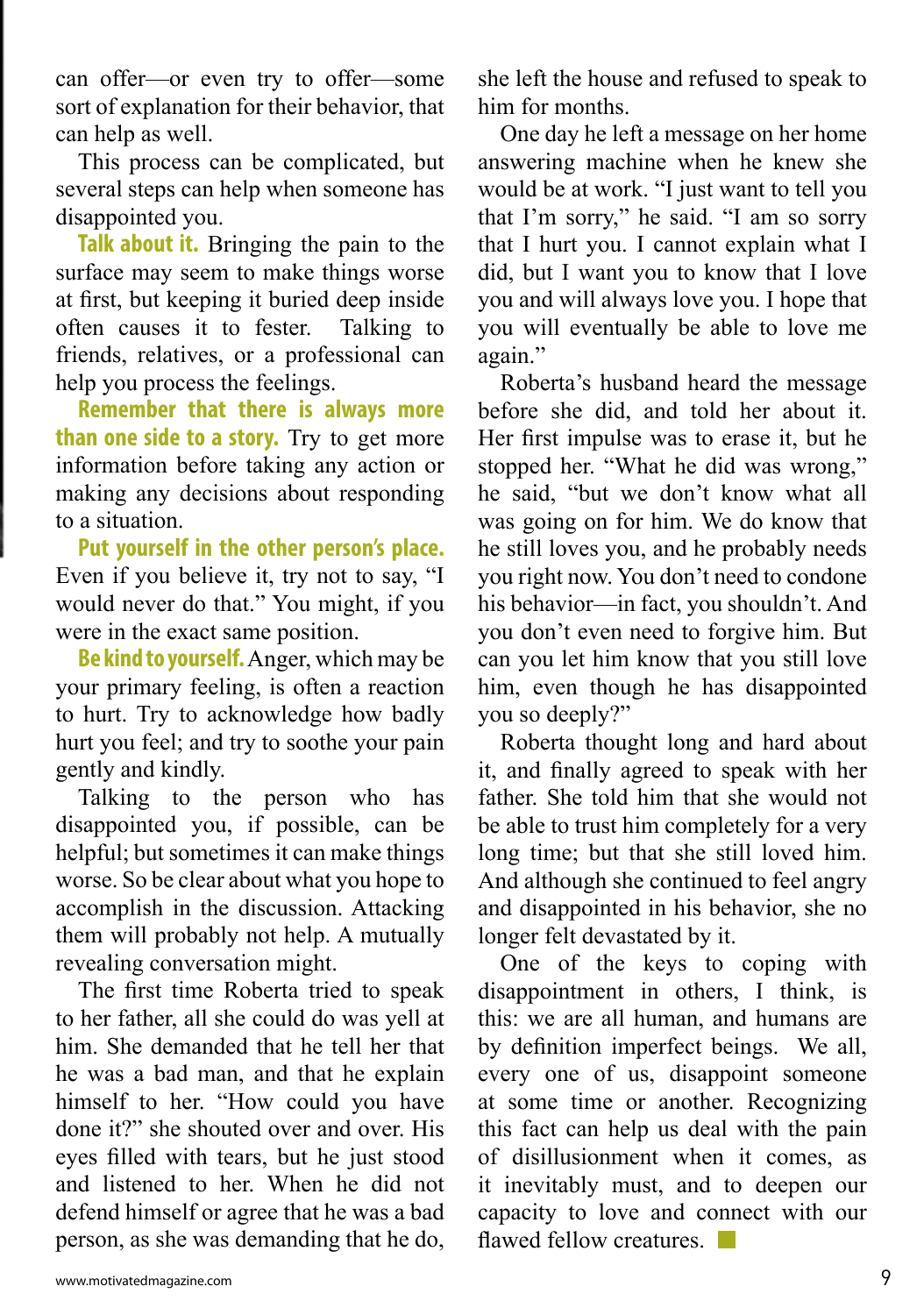can offer—or even try to offer—some sort of explanation for their behavior, that can help as well.

This process can be complicated, but several steps can help when someone has disappointed you.

**Talk about it.** Bringing the pain to the surface may seem to make things worse at first, but keeping it buried deep inside often causes it to fester. Talking to friends, relatives, or a professional can help you process the feelings.

**Remember that there is always more than one side to a story.** Try to get more information before taking any action or making any decisions about responding to a situation.

**Put yourself in the other person's place.** Even if you believe it, try not to say, "I would never do that." You might, if you were in the exact same position.

**Be kind to yourself.** Anger, which may be your primary feeling, is often a reaction to hurt. Try to acknowledge how badly hurt you feel; and try to soothe your pain gently and kindly.

Talking to the person who has disappointed you, if possible, can be helpful; but sometimes it can make things worse. So be clear about what you hope to accomplish in the discussion. Attacking them will probably not help. A mutually revealing conversation might.

The first time Roberta tried to speak to her father, all she could do was yell at him. She demanded that he tell her that he was a bad man, and that he explain himself to her. "How could you have done it?" she shouted over and over. His eyes filled with tears, but he just stood and listened to her. When he did not defend himself or agree that he was a bad person, as she was demanding that he do, she left the house and refused to speak to him for months.

One day he left a message on her home answering machine when he knew she would be at work. "I just want to tell you that I'm sorry," he said. "I am so sorry that I hurt you. I cannot explain what I did, but I want you to know that I love you and will always love you. I hope that you will eventually be able to love me again."

Roberta's husband heard the message before she did, and told her about it. Her first impulse was to erase it, but he stopped her. "What he did was wrong," he said, "but we don't know what all was going on for him. We do know that he still loves you, and he probably needs you right now. You don't need to condone his behavior—in fact, you shouldn't. And you don't even need to forgive him. But can you let him know that you still love him, even though he has disappointed you so deeply?"

Roberta thought long and hard about it, and finally agreed to speak with her father. She told him that she would not be able to trust him completely for a very long time; but that she still loved him. And although she continued to feel angry and disappointed in his behavior, she no longer felt devastated by it.

One of the keys to coping with disappointment in others, I think, is this: we are all human, and humans are by definition imperfect beings. We all, every one of us, disappoint someone at some time or another. Recognizing this fact can help us deal with the pain of disillusionment when it comes, as it inevitably must, and to deepen our capacity to love and connect with our flawed fellow creatures. ■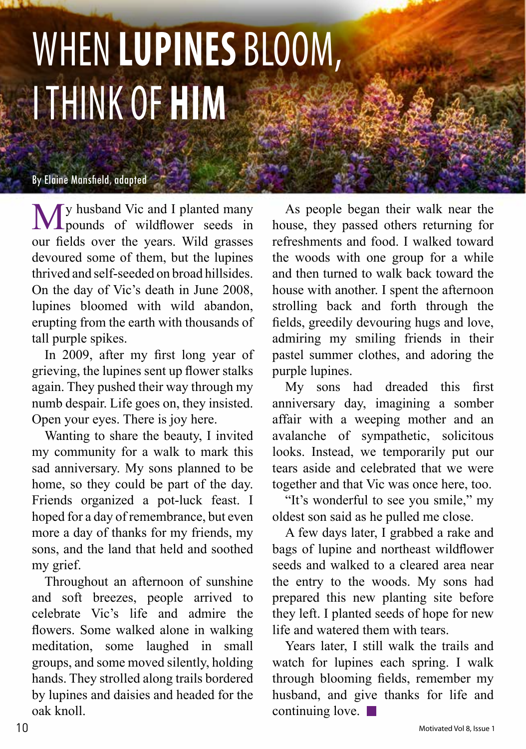# WHEN **LUPINES** BLOOM, I THINK OF **HIM**

By Elaine Mansfield, adapted

My husband Vic and I planted many pounds of wildflower seeds in our fields over the years. Wild grasses devoured some of them, but the lupines thrived and self-seeded on broad hillsides. On the day of Vic's death in June 2008, lupines bloomed with wild abandon, erupting from the earth with thousands of tall purple spikes.

In 2009, after my first long year of grieving, the lupines sent up flower stalks again. They pushed their way through my numb despair. Life goes on, they insisted. Open your eyes. There is joy here.

Wanting to share the beauty, I invited my community for a walk to mark this sad anniversary. My sons planned to be home, so they could be part of the day. Friends organized a pot-luck feast. I hoped for a day of remembrance, but even more a day of thanks for my friends, my sons, and the land that held and soothed my grief.

Throughout an afternoon of sunshine and soft breezes, people arrived to celebrate Vic's life and admire the flowers. Some walked alone in walking meditation, some laughed in small groups, and some moved silently, holding hands. They strolled along trails bordered by lupines and daisies and headed for the oak knoll.

As people began their walk near the house, they passed others returning for refreshments and food. I walked toward the woods with one group for a while and then turned to walk back toward the house with another. I spent the afternoon strolling back and forth through the fields, greedily devouring hugs and love, admiring my smiling friends in their pastel summer clothes, and adoring the purple lupines.

My sons had dreaded this first anniversary day, imagining a somber affair with a weeping mother and an avalanche of sympathetic, solicitous looks. Instead, we temporarily put our tears aside and celebrated that we were together and that Vic was once here, too.

"It's wonderful to see you smile," my oldest son said as he pulled me close.

A few days later, I grabbed a rake and bags of lupine and northeast wildflower seeds and walked to a cleared area near the entry to the woods. My sons had prepared this new planting site before they left. I planted seeds of hope for new life and watered them with tears.

Years later, I still walk the trails and watch for lupines each spring. I walk through blooming fields, remember my husband, and give thanks for life and continuing love. ■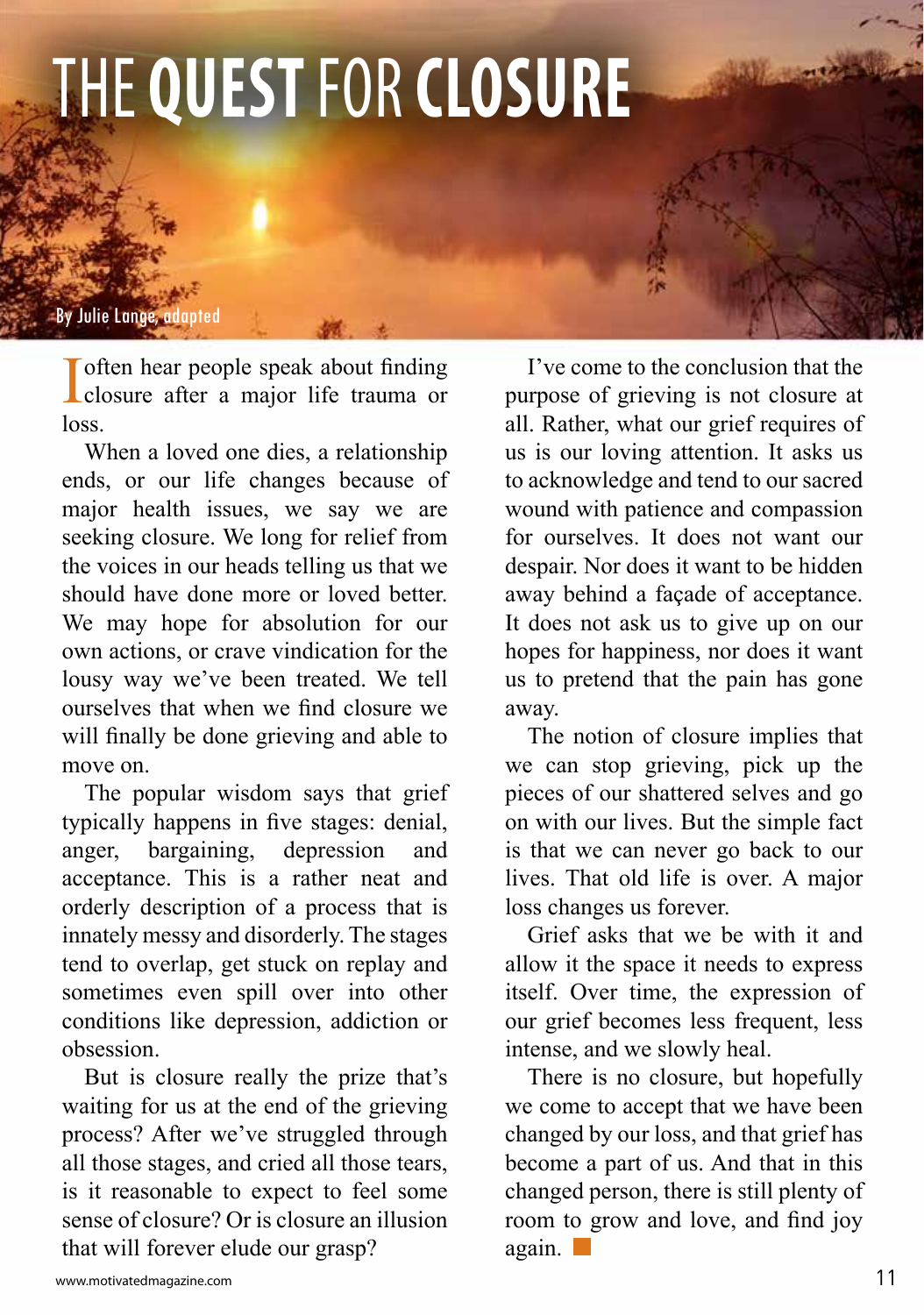# THE QUEST FOR CLOSURE

By Julie Lange, adapted

I often hear people speak about finding closure after a major life trauma or loss.

When a loved one dies, a relationship ends, or our life changes because of major health issues, we say we are seeking closure. We long for relief from the voices in our heads telling us that we should have done more or loved better. We may hope for absolution for our own actions, or crave vindication for the lousy way we've been treated. We tell ourselves that when we find closure we will finally be done grieving and able to move on.

The popular wisdom says that grief typically happens in five stages: denial, anger, bargaining, depression and acceptance. This is a rather neat and orderly description of a process that is innately messy and disorderly. The stages tend to overlap, get stuck on replay and sometimes even spill over into other conditions like depression, addiction or obsession.

But is closure really the prize that's waiting for us at the end of the grieving process? After we've struggled through all those stages, and cried all those tears, is it reasonable to expect to feel some sense of closure? Or is closure an illusion that will forever elude our grasp?

I've come to the conclusion that the purpose of grieving is not closure at all. Rather, what our grief requires of us is our loving attention. It asks us to acknowledge and tend to our sacred wound with patience and compassion for ourselves. It does not want our despair. Nor does it want to be hidden away behind a façade of acceptance. It does not ask us to give up on our hopes for happiness, nor does it want us to pretend that the pain has gone away.

The notion of closure implies that we can stop grieving, pick up the pieces of our shattered selves and go on with our lives. But the simple fact is that we can never go back to our lives. That old life is over. A major loss changes us forever.

Grief asks that we be with it and allow it the space it needs to express itself. Over time, the expression of our grief becomes less frequent, less intense, and we slowly heal.

There is no closure, but hopefully we come to accept that we have been changed by our loss, and that grief has become a part of us. And that in this changed person, there is still plenty of room to grow and love, and find joy again.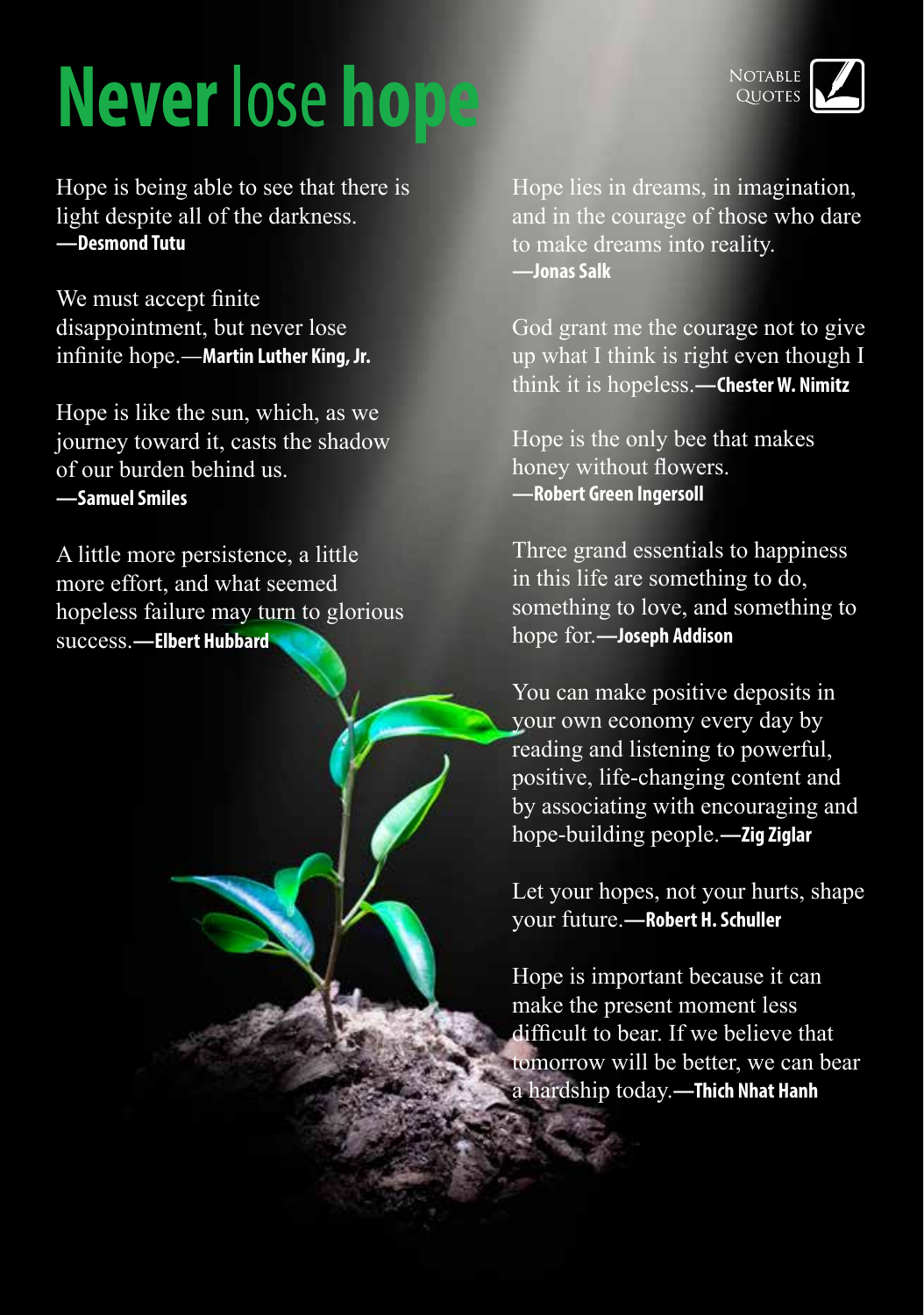# Never lose hope

Notable Quotes

Hope is being able to see that there is light despite all of the darkness.
**—Desmond Tutu**

We must accept finite disappointment, but never lose infinite hope.**—Martin Luther King, Jr.**

Hope is like the sun, which, as we journey toward it, casts the shadow of our burden behind us.
**—Samuel Smiles**

A little more persistence, a little more effort, and what seemed hopeless failure may turn to glorious success.**—Elbert Hubbard**

Hope lies in dreams, in imagination, and in the courage of those who dare to make dreams into reality.
**—Jonas Salk**

God grant me the courage not to give up what I think is right even though I think it is hopeless.**—Chester W. Nimitz**

Hope is the only bee that makes honey without flowers.
**—Robert Green Ingersoll**

Three grand essentials to happiness in this life are something to do, something to love, and something to hope for.**—Joseph Addison**

You can make positive deposits in your own economy every day by reading and listening to powerful, positive, life-changing content and by associating with encouraging and hope-building people.**—Zig Ziglar**

Let your hopes, not your hurts, shape your future.**—Robert H. Schuller**

Hope is important because it can make the present moment less difficult to bear. If we believe that tomorrow will be better, we can bear a hardship today.**—Thich Nhat Hanh**